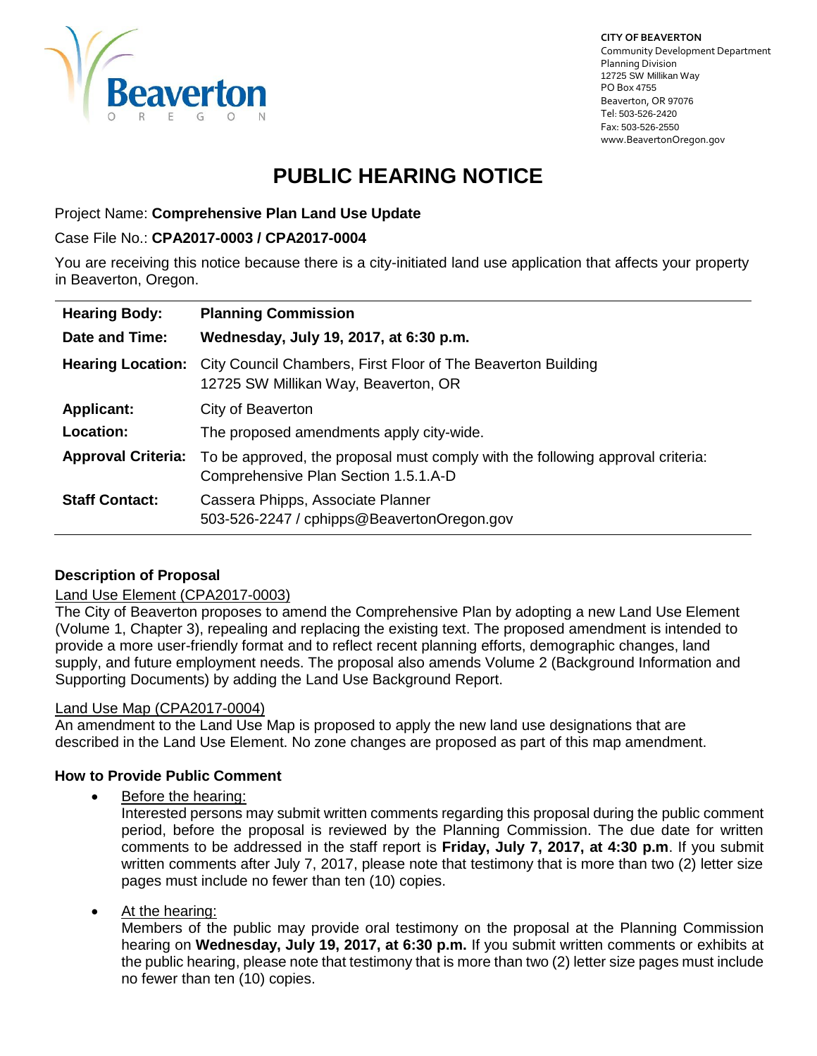CITY OF BEAVERTON
Community Development Department
Planning Division
12725 SW Millikan Way
PO Box 4755
Beaverton, OR 97076
Tel: 503-526-2420
Fax: 503-526-2550
www.BeavertonOregon.gov

# PUBLIC HEARING NOTICE

Project Name: **Comprehensive Plan Land Use Update**

Case File No.: **CPA2017-0003 / CPA2017-0004**

You are receiving this notice because there is a city-initiated land use application that affects your property in Beaverton, Oregon.

| | |
|---|---|
| **Hearing Body:** | **Planning Commission** |
| **Date and Time:** | **Wednesday, July 19, 2017, at 6:30 p.m.** |
| **Hearing Location:** | City Council Chambers, First Floor of The Beaverton Building<br>12725 SW Millikan Way, Beaverton, OR |
| **Applicant:** | City of Beaverton |
| **Location:** | The proposed amendments apply city-wide. |
| **Approval Criteria:** | To be approved, the proposal must comply with the following approval criteria:<br>Comprehensive Plan Section 1.5.1.A-D |
| **Staff Contact:** | Cassera Phipps, Associate Planner<br>503-526-2247 / cphipps@BeavertonOregon.gov |

### Description of Proposal

Land Use Element (CPA2017-0003)

The City of Beaverton proposes to amend the Comprehensive Plan by adopting a new Land Use Element (Volume 1, Chapter 3), repealing and replacing the existing text. The proposed amendment is intended to provide a more user-friendly format and to reflect recent planning efforts, demographic changes, land supply, and future employment needs. The proposal also amends Volume 2 (Background Information and Supporting Documents) by adding the Land Use Background Report.

Land Use Map (CPA2017-0004)

An amendment to the Land Use Map is proposed to apply the new land use designations that are described in the Land Use Element. No zone changes are proposed as part of this map amendment.

### How to Provide Public Comment

- Before the hearing:
  Interested persons may submit written comments regarding this proposal during the public comment period, before the proposal is reviewed by the Planning Commission. The due date for written comments to be addressed in the staff report is **Friday, July 7, 2017, at 4:30 p.m**. If you submit written comments after July 7, 2017, please note that testimony that is more than two (2) letter size pages must include no fewer than ten (10) copies.

- At the hearing:
  Members of the public may provide oral testimony on the proposal at the Planning Commission hearing on **Wednesday, July 19, 2017, at 6:30 p.m.** If you submit written comments or exhibits at the public hearing, please note that testimony that is more than two (2) letter size pages must include no fewer than ten (10) copies.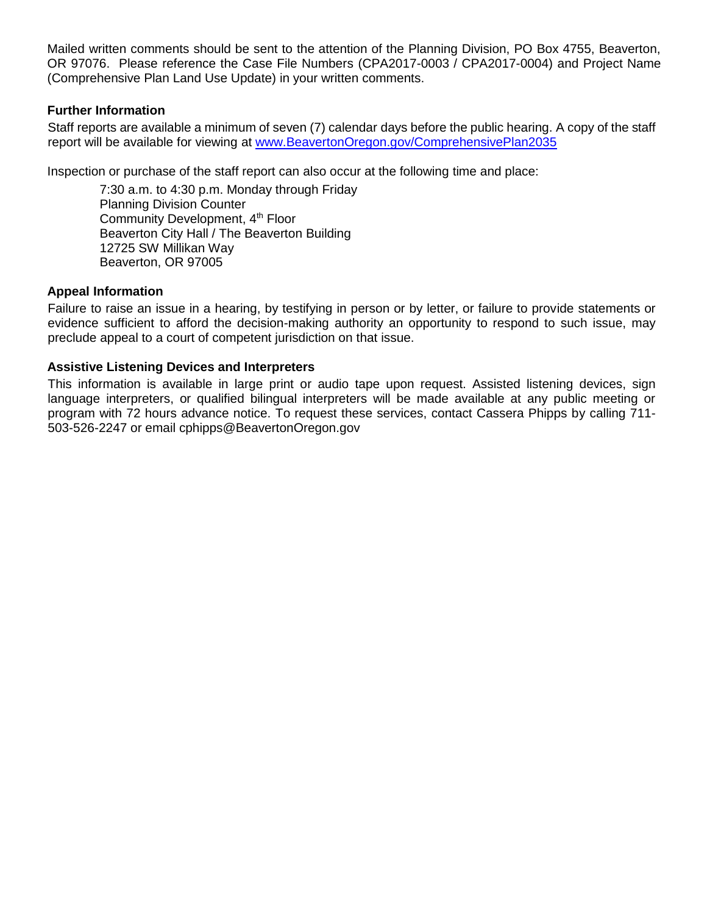Mailed written comments should be sent to the attention of the Planning Division, PO Box 4755, Beaverton, OR 97076. Please reference the Case File Numbers (CPA2017-0003 / CPA2017-0004) and Project Name (Comprehensive Plan Land Use Update) in your written comments.

**Further Information**

Staff reports are available a minimum of seven (7) calendar days before the public hearing. A copy of the staff report will be available for viewing at [www.BeavertonOregon.gov/ComprehensivePlan2035](www.BeavertonOregon.gov/ComprehensivePlan2035)

Inspection or purchase of the staff report can also occur at the following time and place:

7:30 a.m. to 4:30 p.m. Monday through Friday
Planning Division Counter
Community Development, 4th Floor
Beaverton City Hall / The Beaverton Building
12725 SW Millikan Way
Beaverton, OR 97005

**Appeal Information**

Failure to raise an issue in a hearing, by testifying in person or by letter, or failure to provide statements or evidence sufficient to afford the decision-making authority an opportunity to respond to such issue, may preclude appeal to a court of competent jurisdiction on that issue.

**Assistive Listening Devices and Interpreters**

This information is available in large print or audio tape upon request. Assisted listening devices, sign language interpreters, or qualified bilingual interpreters will be made available at any public meeting or program with 72 hours advance notice. To request these services, contact Cassera Phipps by calling 711-503-526-2247 or email cphipps@BeavertonOregon.gov